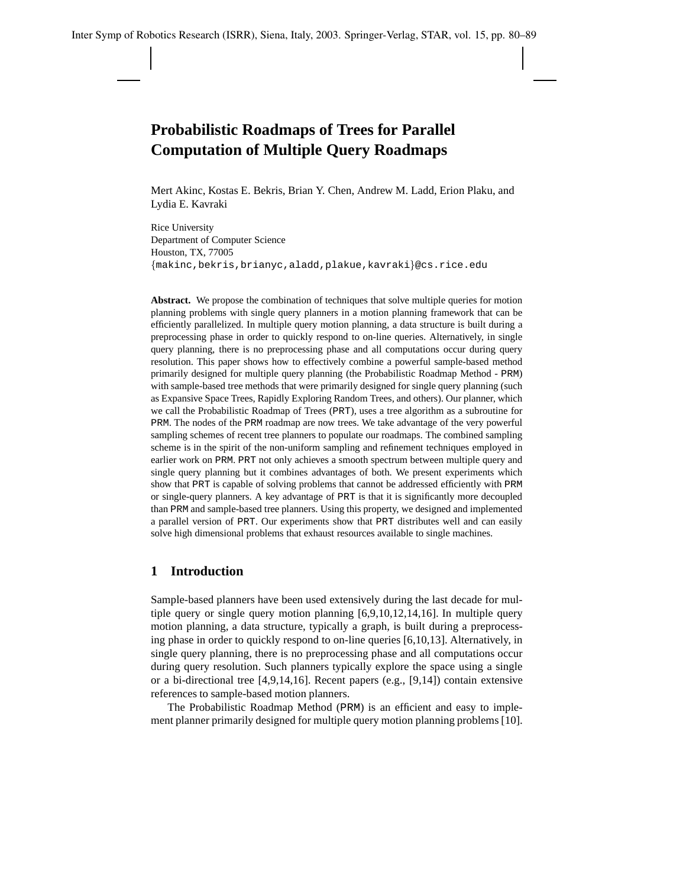# Probabilistic Roadmaps of Trees for Parallel Computation of Multiple Query Roadmaps

Mert Akinc, Kostas E. Bekris, Brian Y. Chen, Andrew M. Ladd, Erion Plaku, and Lydia E. Kavraki

Rice University
Department of Computer Science
Houston, TX, 77005
{makinc,bekris,brianyc,aladd,plakue,kavraki}@cs.rice.edu

**Abstract.** We propose the combination of techniques that solve multiple queries for motion planning problems with single query planners in a motion planning framework that can be efficiently parallelized. In multiple query motion planning, a data structure is built during a preprocessing phase in order to quickly respond to on-line queries. Alternatively, in single query planning, there is no preprocessing phase and all computations occur during query resolution. This paper shows how to effectively combine a powerful sample-based method primarily designed for multiple query planning (the Probabilistic Roadmap Method - `PRM`) with sample-based tree methods that were primarily designed for single query planning (such as Expansive Space Trees, Rapidly Exploring Random Trees, and others). Our planner, which we call the Probabilistic Roadmap of Trees (`PRT`), uses a tree algorithm as a subroutine for `PRM`. The nodes of the `PRM` roadmap are now trees. We take advantage of the very powerful sampling schemes of recent tree planners to populate our roadmaps. The combined sampling scheme is in the spirit of the non-uniform sampling and refinement techniques employed in earlier work on `PRM`. `PRT` not only achieves a smooth spectrum between multiple query and single query planning but it combines advantages of both. We present experiments which show that `PRT` is capable of solving problems that cannot be addressed efficiently with `PRM` or single-query planners. A key advantage of `PRT` is that it is significantly more decoupled than `PRM` and sample-based tree planners. Using this property, we designed and implemented a parallel version of `PRT`. Our experiments show that `PRT` distributes well and can easily solve high dimensional problems that exhaust resources available to single machines.

## 1 Introduction

Sample-based planners have been used extensively during the last decade for multiple query or single query motion planning [6,9,10,12,14,16]. In multiple query motion planning, a data structure, typically a graph, is built during a preprocessing phase in order to quickly respond to on-line queries [6,10,13]. Alternatively, in single query planning, there is no preprocessing phase and all computations occur during query resolution. Such planners typically explore the space using a single or a bi-directional tree [4,9,14,16]. Recent papers (e.g., [9,14]) contain extensive references to sample-based motion planners.

The Probabilistic Roadmap Method (`PRM`) is an efficient and easy to implement planner primarily designed for multiple query motion planning problems [10].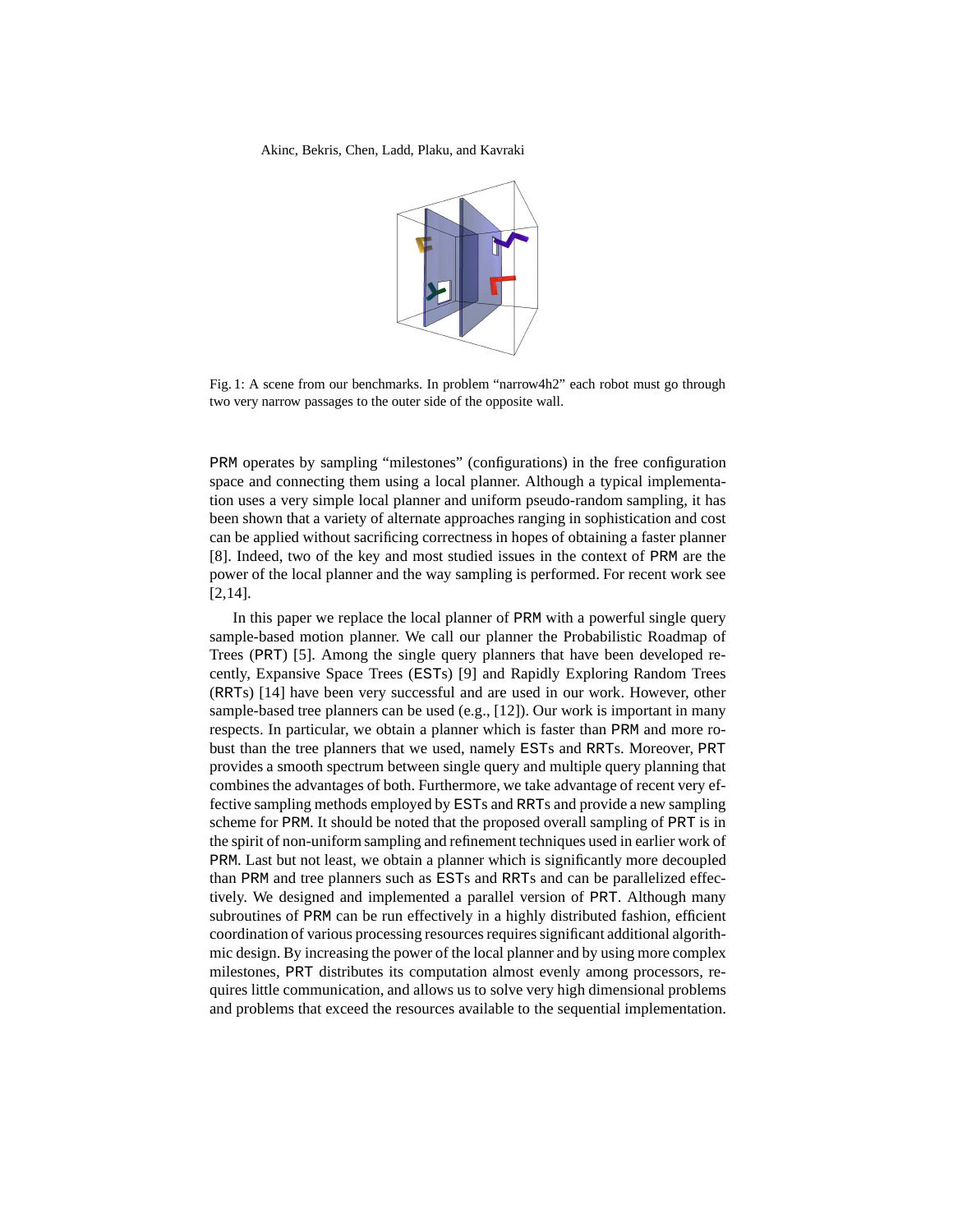Fig. 1: A scene from our benchmarks. In problem "narrow4h2" each robot must go through two very narrow passages to the outer side of the opposite wall.

PRM operates by sampling "milestones" (configurations) in the free configuration space and connecting them using a local planner. Although a typical implementation uses a very simple local planner and uniform pseudo-random sampling, it has been shown that a variety of alternate approaches ranging in sophistication and cost can be applied without sacrificing correctness in hopes of obtaining a faster planner [8]. Indeed, two of the key and most studied issues in the context of PRM are the power of the local planner and the way sampling is performed. For recent work see [2,14].

In this paper we replace the local planner of PRM with a powerful single query sample-based motion planner. We call our planner the Probabilistic Roadmap of Trees (PRT) [5]. Among the single query planners that have been developed recently, Expansive Space Trees (ESTs) [9] and Rapidly Exploring Random Trees (RRTs) [14] have been very successful and are used in our work. However, other sample-based tree planners can be used (e.g., [12]). Our work is important in many respects. In particular, we obtain a planner which is faster than PRM and more robust than the tree planners that we used, namely ESTs and RRTs. Moreover, PRT provides a smooth spectrum between single query and multiple query planning that combines the advantages of both. Furthermore, we take advantage of recent very effective sampling methods employed by ESTs and RRTs and provide a new sampling scheme for PRM. It should be noted that the proposed overall sampling of PRT is in the spirit of non-uniform sampling and refinement techniques used in earlier work of PRM. Last but not least, we obtain a planner which is significantly more decoupled than PRM and tree planners such as ESTs and RRTs and can be parallelized effectively. We designed and implemented a parallel version of PRT. Although many subroutines of PRM can be run effectively in a highly distributed fashion, efficient coordination of various processing resources requires significant additional algorithmic design. By increasing the power of the local planner and by using more complex milestones, PRT distributes its computation almost evenly among processors, requires little communication, and allows us to solve very high dimensional problems and problems that exceed the resources available to the sequential implementation.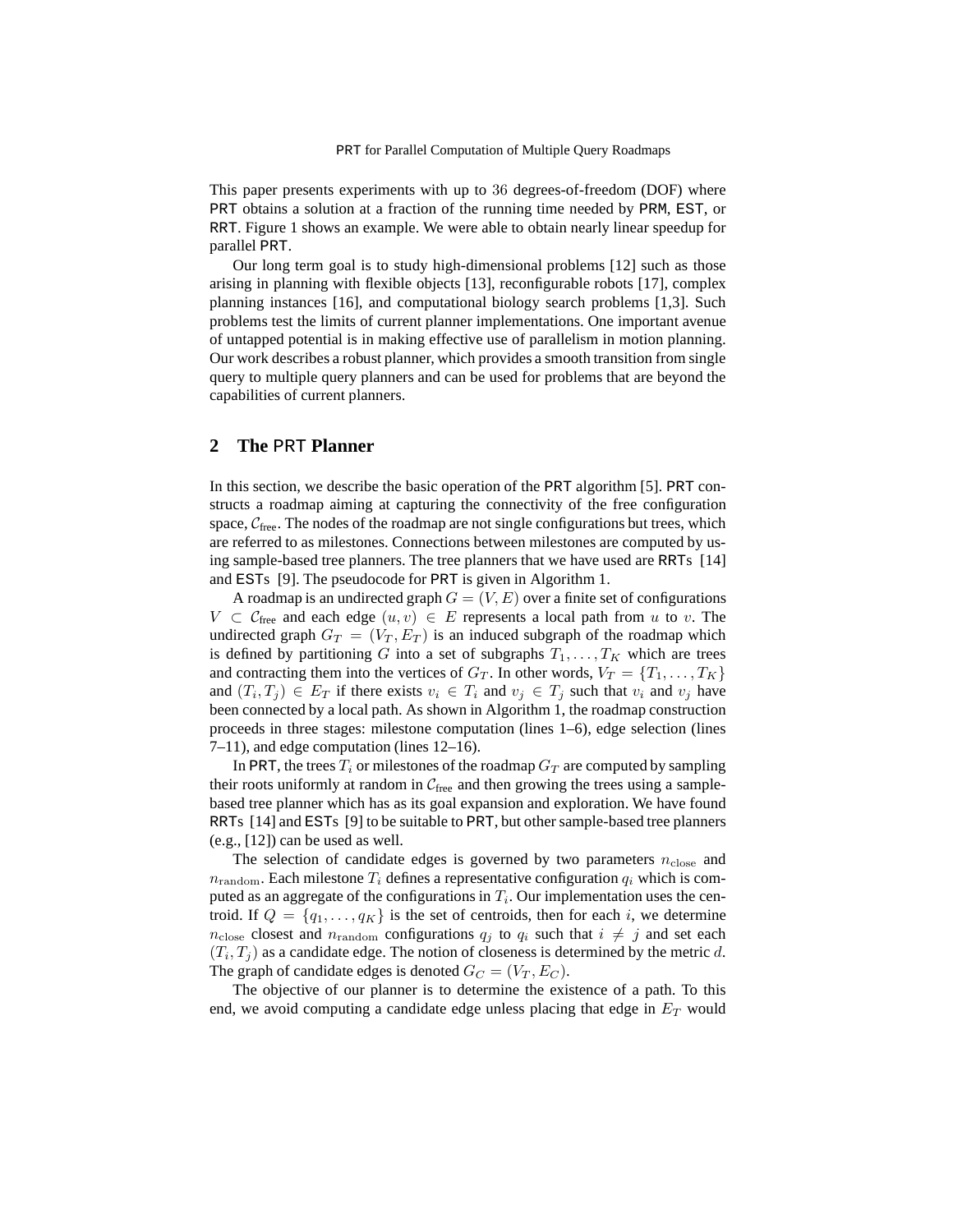This paper presents experiments with up to 36 degrees-of-freedom (DOF) where PRT obtains a solution at a fraction of the running time needed by PRM, EST, or RRT. Figure 1 shows an example. We were able to obtain nearly linear speedup for parallel PRT.

Our long term goal is to study high-dimensional problems [12] such as those arising in planning with flexible objects [13], reconfigurable robots [17], complex planning instances [16], and computational biology search problems [1,3]. Such problems test the limits of current planner implementations. One important avenue of untapped potential is in making effective use of parallelism in motion planning. Our work describes a robust planner, which provides a smooth transition from single query to multiple query planners and can be used for problems that are beyond the capabilities of current planners.

## 2 The PRT Planner

In this section, we describe the basic operation of the PRT algorithm [5]. PRT constructs a roadmap aiming at capturing the connectivity of the free configuration space, $\mathcal{C}_{\text{free}}$. The nodes of the roadmap are not single configurations but trees, which are referred to as milestones. Connections between milestones are computed by using sample-based tree planners. The tree planners that we have used are RRTs [14] and ESTs [9]. The pseudocode for PRT is given in Algorithm 1.

A roadmap is an undirected graph $G = (V, E)$ over a finite set of configurations $V \subset \mathcal{C}_{\text{free}}$ and each edge $(u, v) \in E$ represents a local path from $u$ to $v$. The undirected graph $G_T = (V_T, E_T)$ is an induced subgraph of the roadmap which is defined by partitioning $G$ into a set of subgraphs $T_1, \ldots, T_K$ which are trees and contracting them into the vertices of $G_T$. In other words, $V_T = \{T_1, \ldots, T_K\}$ and $(T_i, T_j) \in E_T$ if there exists $v_i \in T_i$ and $v_j \in T_j$ such that $v_i$ and $v_j$ have been connected by a local path. As shown in Algorithm 1, the roadmap construction proceeds in three stages: milestone computation (lines 1–6), edge selection (lines 7–11), and edge computation (lines 12–16).

In PRT, the trees $T_i$ or milestones of the roadmap $G_T$ are computed by sampling their roots uniformly at random in $\mathcal{C}_{\text{free}}$ and then growing the trees using a sample-based tree planner which has as its goal expansion and exploration. We have found RRTs [14] and ESTs [9] to be suitable to PRT, but other sample-based tree planners (e.g., [12]) can be used as well.

The selection of candidate edges is governed by two parameters $n_{\text{close}}$ and $n_{\text{random}}$. Each milestone $T_i$ defines a representative configuration $q_i$ which is computed as an aggregate of the configurations in $T_i$. Our implementation uses the centroid. If $Q = \{q_1, \ldots, q_K\}$ is the set of centroids, then for each $i$, we determine $n_{\text{close}}$ closest and $n_{\text{random}}$ configurations $q_j$ to $q_i$ such that $i \neq j$ and set each $(T_i, T_j)$ as a candidate edge. The notion of closeness is determined by the metric $d$. The graph of candidate edges is denoted $G_C = (V_T, E_C)$.

The objective of our planner is to determine the existence of a path. To this end, we avoid computing a candidate edge unless placing that edge in $E_T$ would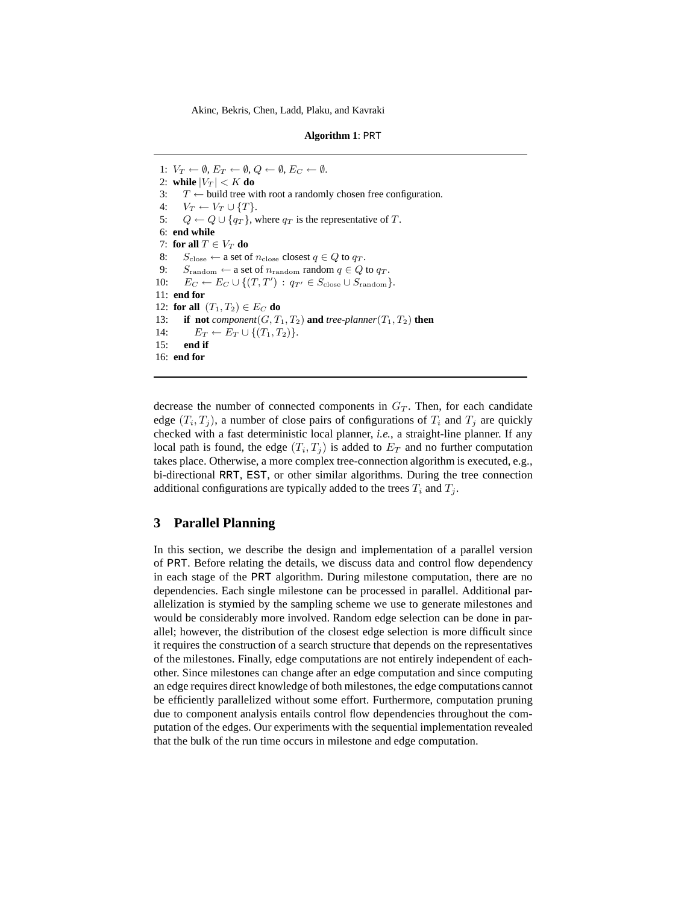**Algorithm 1**: PRT

```
1:  V_T ← ∅, E_T ← ∅, Q ← ∅, E_C ← ∅.
2:  while |V_T| < K do
3:     T ← build tree with root a randomly chosen free configuration.
4:     V_T ← V_T ∪ {T}.
5:     Q ← Q ∪ {q_T}, where q_T is the representative of T.
6:  end while
7:  for all T ∈ V_T do
8:     S_close ← a set of n_close closest q ∈ Q to q_T.
9:     S_random ← a set of n_random random q ∈ Q to q_T.
10:    E_C ← E_C ∪ {(T, T') : q_T' ∈ S_close ∪ S_random}.
11: end for
12: for all (T_1, T_2) ∈ E_C do
13:    if not component(G, T_1, T_2) and tree-planner(T_1, T_2) then
14:       E_T ← E_T ∪ {(T_1, T_2)}.
15:    end if
16: end for
```

decrease the number of connected components in $G_T$. Then, for each candidate edge $(T_i, T_j)$, a number of close pairs of configurations of $T_i$ and $T_j$ are quickly checked with a fast deterministic local planner, *i.e.*, a straight-line planner. If any local path is found, the edge $(T_i, T_j)$ is added to $E_T$ and no further computation takes place. Otherwise, a more complex tree-connection algorithm is executed, e.g., bi-directional RRT, EST, or other similar algorithms. During the tree connection additional configurations are typically added to the trees $T_i$ and $T_j$.

## 3 Parallel Planning

In this section, we describe the design and implementation of a parallel version of PRT. Before relating the details, we discuss data and control flow dependency in each stage of the PRT algorithm. During milestone computation, there are no dependencies. Each single milestone can be processed in parallel. Additional parallelization is stymied by the sampling scheme we use to generate milestones and would be considerably more involved. Random edge selection can be done in parallel; however, the distribution of the closest edge selection is more difficult since it requires the construction of a search structure that depends on the representatives of the milestones. Finally, edge computations are not entirely independent of eachother. Since milestones can change after an edge computation and since computing an edge requires direct knowledge of both milestones, the edge computations cannot be efficiently parallelized without some effort. Furthermore, computation pruning due to component analysis entails control flow dependencies throughout the computation of the edges. Our experiments with the sequential implementation revealed that the bulk of the run time occurs in milestone and edge computation.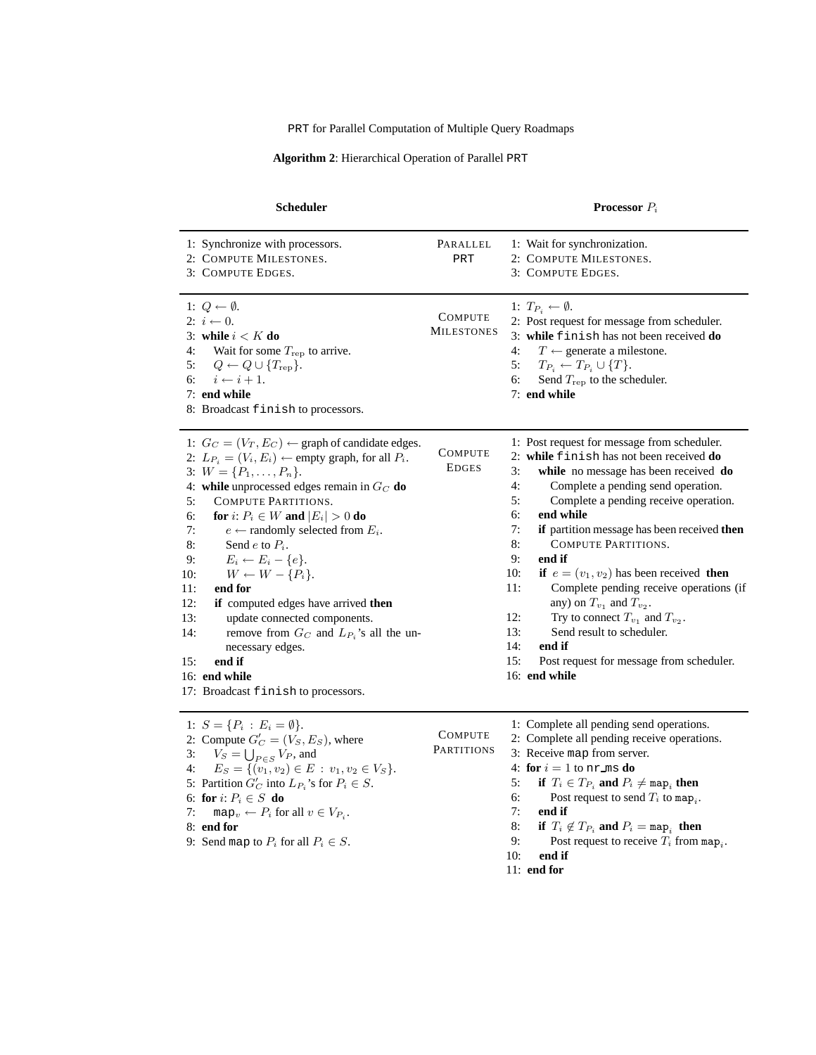PRT for Parallel Computation of Multiple Query Roadmaps

**Algorithm 2**: Hierarchical Operation of Parallel PRT

| Scheduler | | Processor $P_i$ |
|---|---|---|
| 1: Synchronize with processors.<br>2: Compute Milestones.<br>3: Compute Edges. | Parallel PRT | 1: Wait for synchronization.<br>2: Compute Milestones.<br>3: Compute Edges. |
| 1: $Q \leftarrow \emptyset$.<br>2: $i \leftarrow 0$.<br>3: **while** $i < K$ **do**<br>4: Wait for some $T_{\rm rep}$ to arrive.<br>5: $Q \leftarrow Q \cup \{T_{\rm rep}\}$.<br>6: $i \leftarrow i + 1$.<br>7: **end while**<br>8: Broadcast finish to processors. | Compute Milestones | 1: $T_{P_i} \leftarrow \emptyset$.<br>2: Post request for message from scheduler.<br>3: **while** finish has not been received **do**<br>4: $T \leftarrow$ generate a milestone.<br>5: $T_{P_i} \leftarrow T_{P_i} \cup \{T\}$.<br>6: Send $T_{\rm rep}$ to the scheduler.<br>7: **end while** |
| 1: $G_C = (V_T, E_C) \leftarrow$ graph of candidate edges.<br>2: $L_{P_i} = (V_i, E_i) \leftarrow$ empty graph, for all $P_i$.<br>3: $W = \{P_1, \ldots, P_n\}$.<br>4: **while** unprocessed edges remain in $G_C$ **do**<br>5: Compute Partitions.<br>6: **for** $i$: $P_i \in W$ **and** $\lvert E_i \rvert > 0$ **do**<br>7: $e \leftarrow$ randomly selected from $E_i$.<br>8: Send $e$ to $P_i$.<br>9: $E_i \leftarrow E_i - \{e\}$.<br>10: $W \leftarrow W - \{P_i\}$.<br>11: **end for**<br>12: **if** computed edges have arrived **then**<br>13: update connected components.<br>14: remove from $G_C$ and $L_{P_i}$'s all the unnecessary edges.<br>15: **end if**<br>16: **end while**<br>17: Broadcast finish to processors. | Compute Edges | 1: Post request for message from scheduler.<br>2: **while** finish has not been received **do**<br>3: **while** no message has been received **do**<br>4: Complete a pending send operation.<br>5: Complete a pending receive operation.<br>6: **end while**<br>7: **if** partition message has been received **then**<br>8: Compute Partitions.<br>9: **end if**<br>10: **if** $e = (v_1, v_2)$ has been received **then**<br>11: Complete pending receive operations (if any) on $T_{v_1}$ and $T_{v_2}$.<br>12: Try to connect $T_{v_1}$ and $T_{v_2}$.<br>13: Send result to scheduler.<br>14: **end if**<br>15: Post request for message from scheduler.<br>16: **end while** |
| 1: $S = \{P_i : E_i = \emptyset\}$.<br>2: Compute $G'_C = (V_S, E_S)$, where<br>3: $V_S = \bigcup_{P \in S} V_P$, and<br>4: $E_S = \{(v_1, v_2) \in E : v_1, v_2 \in V_S\}$.<br>5: Partition $G'_C$ into $L_{P_i}$'s for $P_i \in S$.<br>6: **for** $i$: $P_i \in S$ **do**<br>7: $\mathtt{map}_v \leftarrow P_i$ for all $v \in V_{P_i}$.<br>8: **end for**<br>9: Send map to $P_i$ for all $P_i \in S$. | Compute Partitions | 1: Complete all pending send operations.<br>2: Complete all pending receive operations.<br>3: Receive map from server.<br>4: **for** $i = 1$ to nr_ms **do**<br>5: **if** $T_i \in T_{P_i}$ **and** $P_i \neq \mathtt{map}_i$ **then**<br>6: Post request to send $T_i$ to $\mathtt{map}_i$.<br>7: **end if**<br>8: **if** $T_i \notin T_{P_i}$ **and** $P_i = \mathtt{map}_i$ **then**<br>9: Post request to receive $T_i$ from $\mathtt{map}_i$.<br>10: **end if**<br>11: **end for** |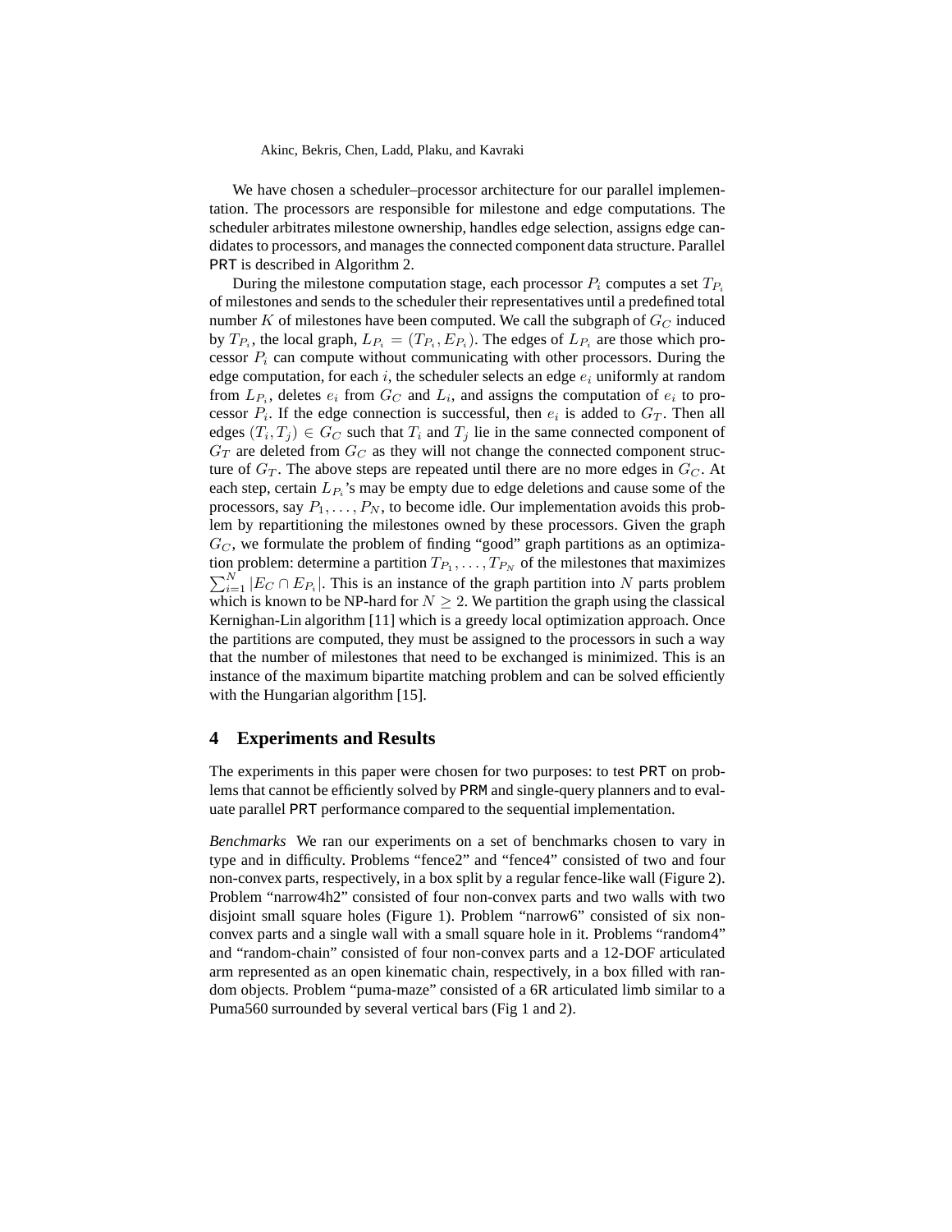We have chosen a scheduler–processor architecture for our parallel implementation. The processors are responsible for milestone and edge computations. The scheduler arbitrates milestone ownership, handles edge selection, assigns edge candidates to processors, and manages the connected component data structure. Parallel PRT is described in Algorithm 2.

During the milestone computation stage, each processor $P_i$ computes a set $T_{P_i}$ of milestones and sends to the scheduler their representatives until a predefined total number $K$ of milestones have been computed. We call the subgraph of $G_C$ induced by $T_{P_i}$, the local graph, $L_{P_i} = (T_{P_i}, E_{P_i})$. The edges of $L_{P_i}$ are those which processor $P_i$ can compute without communicating with other processors. During the edge computation, for each $i$, the scheduler selects an edge $e_i$ uniformly at random from $L_{P_i}$, deletes $e_i$ from $G_C$ and $L_i$, and assigns the computation of $e_i$ to processor $P_i$. If the edge connection is successful, then $e_i$ is added to $G_T$. Then all edges $(T_i, T_j) \in G_C$ such that $T_i$ and $T_j$ lie in the same connected component of $G_T$ are deleted from $G_C$ as they will not change the connected component structure of $G_T$. The above steps are repeated until there are no more edges in $G_C$. At each step, certain $L_{P_i}$'s may be empty due to edge deletions and cause some of the processors, say $P_1, \ldots, P_N$, to become idle. Our implementation avoids this problem by repartitioning the milestones owned by these processors. Given the graph $G_C$, we formulate the problem of finding "good" graph partitions as an optimization problem: determine a partition $T_{P_1}, \ldots, T_{P_N}$ of the milestones that maximizes $\sum_{i=1}^{N} |E_C \cap E_{P_i}|$. This is an instance of the graph partition into $N$ parts problem which is known to be NP-hard for $N \geq 2$. We partition the graph using the classical Kernighan-Lin algorithm [11] which is a greedy local optimization approach. Once the partitions are computed, they must be assigned to the processors in such a way that the number of milestones that need to be exchanged is minimized. This is an instance of the maximum bipartite matching problem and can be solved efficiently with the Hungarian algorithm [15].

## 4 Experiments and Results

The experiments in this paper were chosen for two purposes: to test PRT on problems that cannot be efficiently solved by PRM and single-query planners and to evaluate parallel PRT performance compared to the sequential implementation.

*Benchmarks* We ran our experiments on a set of benchmarks chosen to vary in type and in difficulty. Problems "fence2" and "fence4" consisted of two and four non-convex parts, respectively, in a box split by a regular fence-like wall (Figure 2). Problem "narrow4h2" consisted of four non-convex parts and two walls with two disjoint small square holes (Figure 1). Problem "narrow6" consisted of six non-convex parts and a single wall with a small square hole in it. Problems "random4" and "random-chain" consisted of four non-convex parts and a 12-DOF articulated arm represented as an open kinematic chain, respectively, in a box filled with random objects. Problem "puma-maze" consisted of a 6R articulated limb similar to a Puma560 surrounded by several vertical bars (Fig 1 and 2).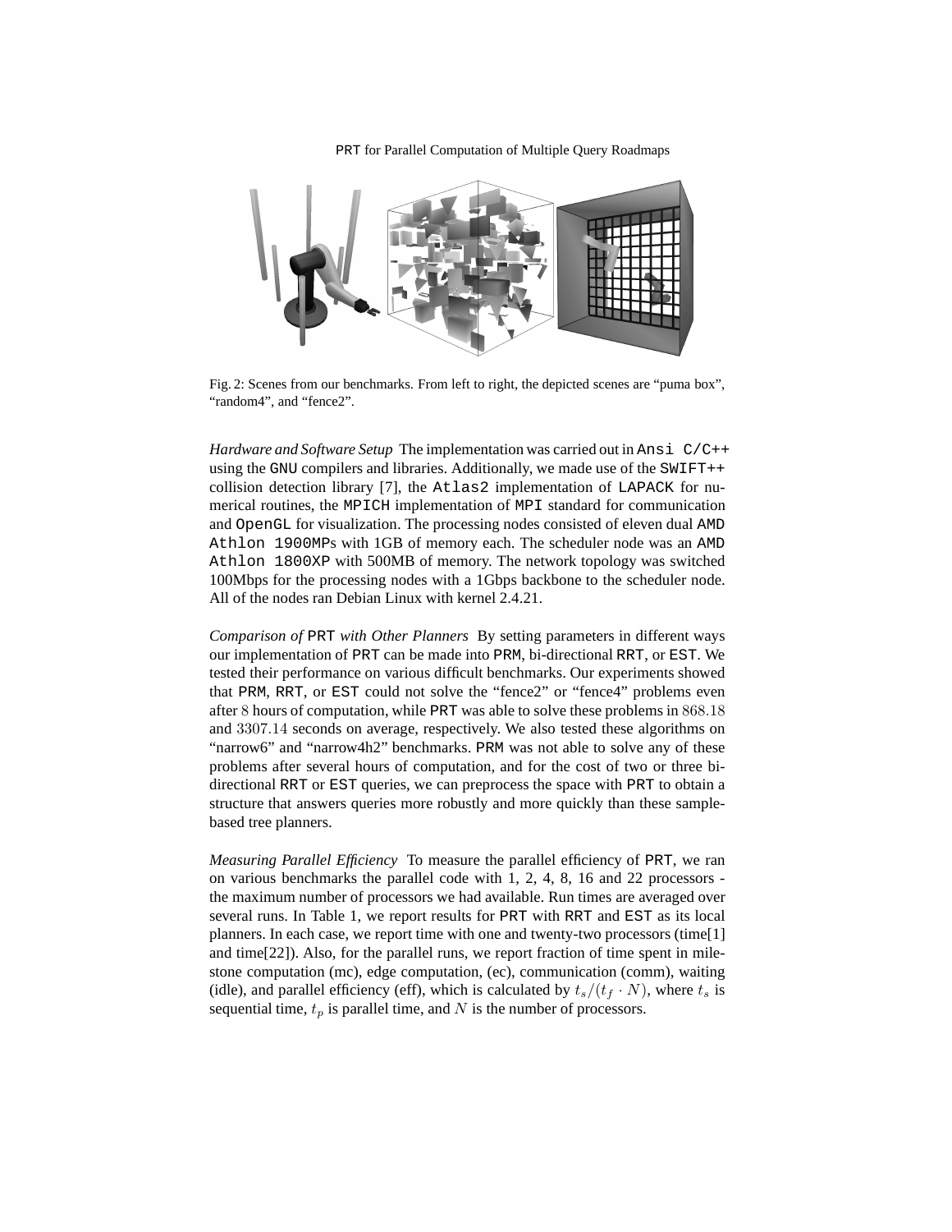Fig. 2: Scenes from our benchmarks. From left to right, the depicted scenes are "puma box", "random4", and "fence2".

*Hardware and Software Setup* The implementation was carried out in Ansi C/C++ using the GNU compilers and libraries. Additionally, we made use of the SWIFT++ collision detection library [7], the Atlas2 implementation of LAPACK for numerical routines, the MPICH implementation of MPI standard for communication and OpenGL for visualization. The processing nodes consisted of eleven dual AMD Athlon 1900MPs with 1GB of memory each. The scheduler node was an AMD Athlon 1800XP with 500MB of memory. The network topology was switched 100Mbps for the processing nodes with a 1Gbps backbone to the scheduler node. All of the nodes ran Debian Linux with kernel 2.4.21.

*Comparison of* PRT *with Other Planners* By setting parameters in different ways our implementation of PRT can be made into PRM, bi-directional RRT, or EST. We tested their performance on various difficult benchmarks. Our experiments showed that PRM, RRT, or EST could not solve the "fence2" or "fence4" problems even after $8$ hours of computation, while PRT was able to solve these problems in $868.18$ and $3307.14$ seconds on average, respectively. We also tested these algorithms on "narrow6" and "narrow4h2" benchmarks. PRM was not able to solve any of these problems after several hours of computation, and for the cost of two or three bi-directional RRT or EST queries, we can preprocess the space with PRT to obtain a structure that answers queries more robustly and more quickly than these sample-based tree planners.

*Measuring Parallel Efficiency* To measure the parallel efficiency of PRT, we ran on various benchmarks the parallel code with 1, 2, 4, 8, 16 and 22 processors - the maximum number of processors we had available. Run times are averaged over several runs. In Table 1, we report results for PRT with RRT and EST as its local planners. In each case, we report time with one and twenty-two processors (time[1] and time[22]). Also, for the parallel runs, we report fraction of time spent in milestone computation (mc), edge computation, (ec), communication (comm), waiting (idle), and parallel efficiency (eff), which is calculated by $t_s/(t_f \cdot N)$, where $t_s$ is sequential time, $t_p$ is parallel time, and $N$ is the number of processors.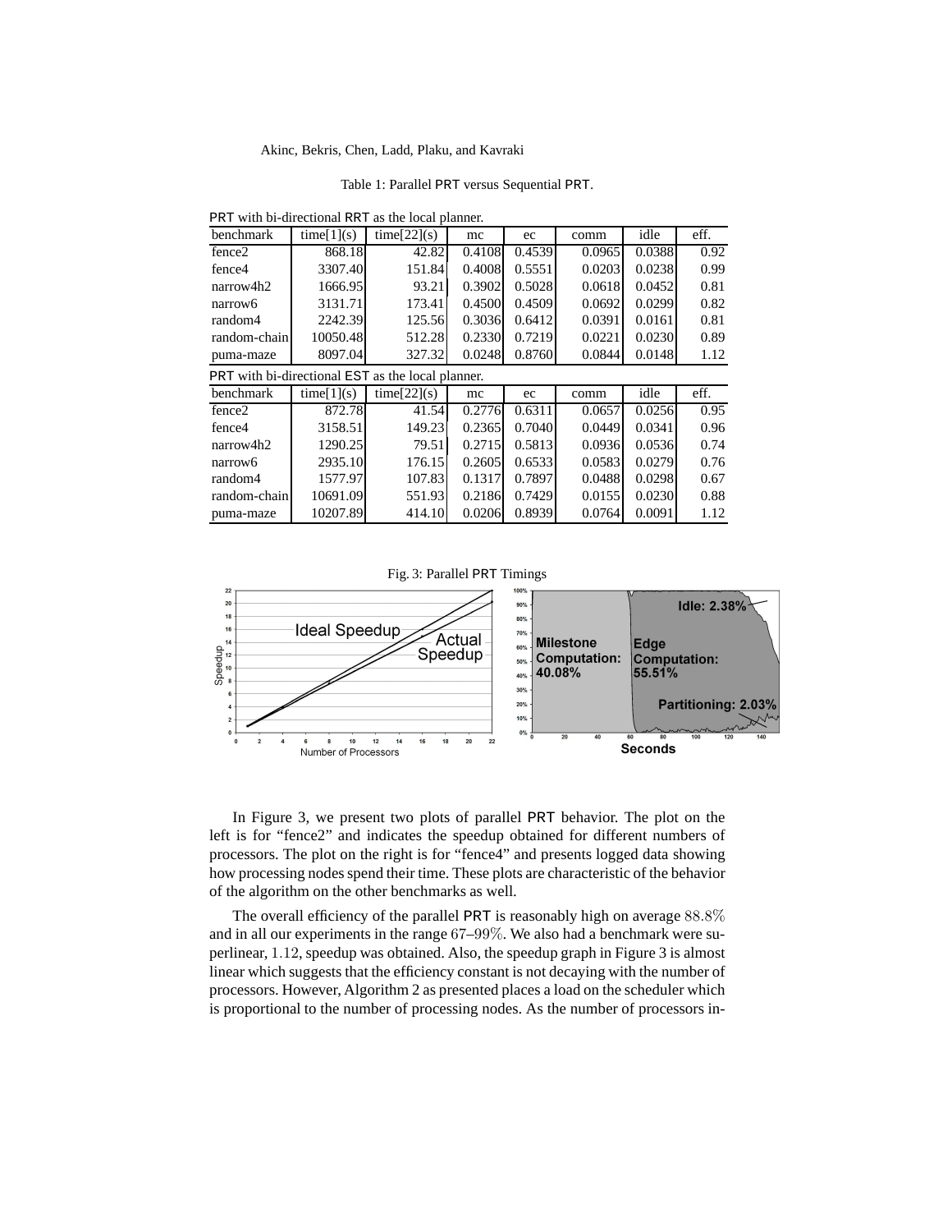Table 1: Parallel PRT versus Sequential PRT.

PRT with bi-directional RRT as the local planner.

| benchmark | time[1](s) | time[22](s) | mc | ec | comm | idle | eff. |
|---|---|---|---|---|---|---|---|
| fence2 | 868.18 | 42.82 | 0.4108 | 0.4539 | 0.0965 | 0.0388 | 0.92 |
| fence4 | 3307.40 | 151.84 | 0.4008 | 0.5551 | 0.0203 | 0.0238 | 0.99 |
| narrow4h2 | 1666.95 | 93.21 | 0.3902 | 0.5028 | 0.0618 | 0.0452 | 0.81 |
| narrow6 | 3131.71 | 173.41 | 0.4500 | 0.4509 | 0.0692 | 0.0299 | 0.82 |
| random4 | 2242.39 | 125.56 | 0.3036 | 0.6412 | 0.0391 | 0.0161 | 0.81 |
| random-chain | 10050.48 | 512.28 | 0.2330 | 0.7219 | 0.0221 | 0.0230 | 0.89 |
| puma-maze | 8097.04 | 327.32 | 0.0248 | 0.8760 | 0.0844 | 0.0148 | 1.12 |

PRT with bi-directional EST as the local planner.

| benchmark | time[1](s) | time[22](s) | mc | ec | comm | idle | eff. |
|---|---|---|---|---|---|---|---|
| fence2 | 872.78 | 41.54 | 0.2776 | 0.6311 | 0.0657 | 0.0256 | 0.95 |
| fence4 | 3158.51 | 149.23 | 0.2365 | 0.7040 | 0.0449 | 0.0341 | 0.96 |
| narrow4h2 | 1290.25 | 79.51 | 0.2715 | 0.5813 | 0.0936 | 0.0536 | 0.74 |
| narrow6 | 2935.10 | 176.15 | 0.2605 | 0.6533 | 0.0583 | 0.0279 | 0.76 |
| random4 | 1577.97 | 107.83 | 0.1317 | 0.7897 | 0.0488 | 0.0298 | 0.67 |
| random-chain | 10691.09 | 551.93 | 0.2186 | 0.7429 | 0.0155 | 0.0230 | 0.88 |
| puma-maze | 10207.89 | 414.10 | 0.0206 | 0.8939 | 0.0764 | 0.0091 | 1.12 |

Fig. 3: Parallel PRT Timings

In Figure 3, we present two plots of parallel PRT behavior. The plot on the left is for "fence2" and indicates the speedup obtained for different numbers of processors. The plot on the right is for "fence4" and presents logged data showing how processing nodes spend their time. These plots are characteristic of the behavior of the algorithm on the other benchmarks as well.

The overall efficiency of the parallel PRT is reasonably high on average $88.8\%$ and in all our experiments in the range $67$–$99\%$. We also had a benchmark were superlinear, $1.12$, speedup was obtained. Also, the speedup graph in Figure 3 is almost linear which suggests that the efficiency constant is not decaying with the number of processors. However, Algorithm 2 as presented places a load on the scheduler which is proportional to the number of processing nodes. As the number of processors in-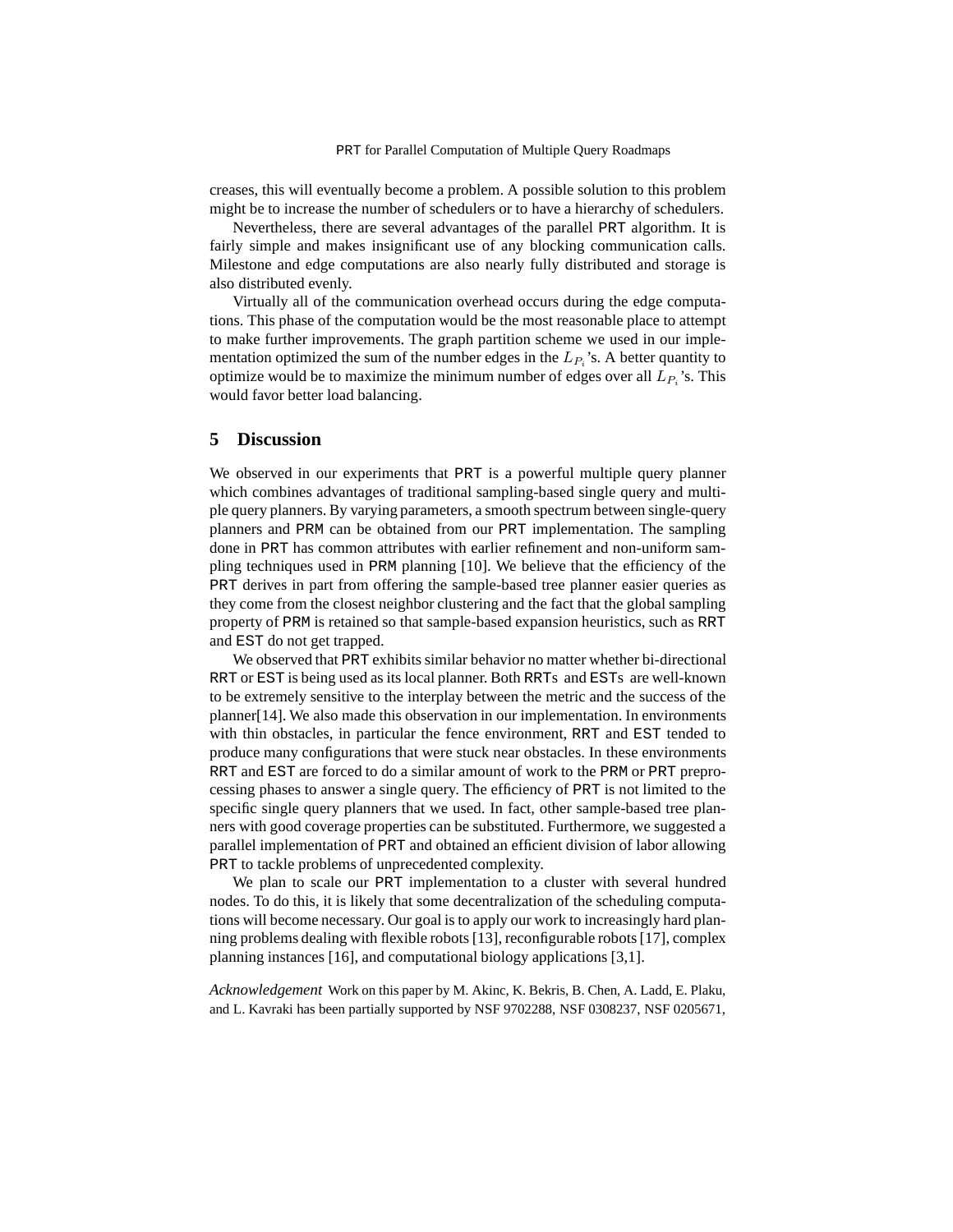creases, this will eventually become a problem. A possible solution to this problem might be to increase the number of schedulers or to have a hierarchy of schedulers.

Nevertheless, there are several advantages of the parallel PRT algorithm. It is fairly simple and makes insignificant use of any blocking communication calls. Milestone and edge computations are also nearly fully distributed and storage is also distributed evenly.

Virtually all of the communication overhead occurs during the edge computations. This phase of the computation would be the most reasonable place to attempt to make further improvements. The graph partition scheme we used in our implementation optimized the sum of the number edges in the $L_{P_i}$'s. A better quantity to optimize would be to maximize the minimum number of edges over all $L_{P_i}$'s. This would favor better load balancing.

## 5 Discussion

We observed in our experiments that PRT is a powerful multiple query planner which combines advantages of traditional sampling-based single query and multiple query planners. By varying parameters, a smooth spectrum between single-query planners and PRM can be obtained from our PRT implementation. The sampling done in PRT has common attributes with earlier refinement and non-uniform sampling techniques used in PRM planning [10]. We believe that the efficiency of the PRT derives in part from offering the sample-based tree planner easier queries as they come from the closest neighbor clustering and the fact that the global sampling property of PRM is retained so that sample-based expansion heuristics, such as RRT and EST do not get trapped.

We observed that PRT exhibits similar behavior no matter whether bi-directional RRT or EST is being used as its local planner. Both RRTs and ESTs are well-known to be extremely sensitive to the interplay between the metric and the success of the planner[14]. We also made this observation in our implementation. In environments with thin obstacles, in particular the fence environment, RRT and EST tended to produce many configurations that were stuck near obstacles. In these environments RRT and EST are forced to do a similar amount of work to the PRM or PRT preprocessing phases to answer a single query. The efficiency of PRT is not limited to the specific single query planners that we used. In fact, other sample-based tree planners with good coverage properties can be substituted. Furthermore, we suggested a parallel implementation of PRT and obtained an efficient division of labor allowing PRT to tackle problems of unprecedented complexity.

We plan to scale our PRT implementation to a cluster with several hundred nodes. To do this, it is likely that some decentralization of the scheduling computations will become necessary. Our goal is to apply our work to increasingly hard planning problems dealing with flexible robots [13], reconfigurable robots [17], complex planning instances [16], and computational biology applications [3,1].

*Acknowledgement* Work on this paper by M. Akinc, K. Bekris, B. Chen, A. Ladd, E. Plaku, and L. Kavraki has been partially supported by NSF 9702288, NSF 0308237, NSF 0205671,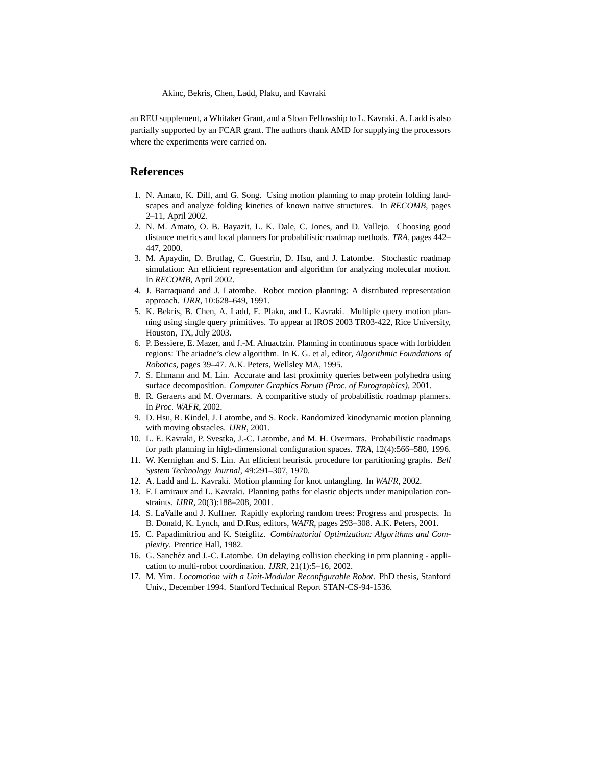an REU supplement, a Whitaker Grant, and a Sloan Fellowship to L. Kavraki. A. Ladd is also partially supported by an FCAR grant. The authors thank AMD for supplying the processors where the experiments were carried on.

## References

1. N. Amato, K. Dill, and G. Song. Using motion planning to map protein folding landscapes and analyze folding kinetics of known native structures. In *RECOMB*, pages 2–11, April 2002.
2. N. M. Amato, O. B. Bayazit, L. K. Dale, C. Jones, and D. Vallejo. Choosing good distance metrics and local planners for probabilistic roadmap methods. *TRA*, pages 442–447, 2000.
3. M. Apaydin, D. Brutlag, C. Guestrin, D. Hsu, and J. Latombe. Stochastic roadmap simulation: An efficient representation and algorithm for analyzing molecular motion. In *RECOMB*, April 2002.
4. J. Barraquand and J. Latombe. Robot motion planning: A distributed representation approach. *IJRR*, 10:628–649, 1991.
5. K. Bekris, B. Chen, A. Ladd, E. Plaku, and L. Kavraki. Multiple query motion planning using single query primitives. To appear at IROS 2003 TR03-422, Rice University, Houston, TX, July 2003.
6. P. Bessiere, E. Mazer, and J.-M. Ahuactzin. Planning in continuous space with forbidden regions: The ariadne's clew algorithm. In K. G. et al, editor, *Algorithmic Foundations of Robotics*, pages 39–47. A.K. Peters, Wellsley MA, 1995.
7. S. Ehmann and M. Lin. Accurate and fast proximity queries between polyhedra using surface decomposition. *Computer Graphics Forum (Proc. of Eurographics)*, 2001.
8. R. Geraerts and M. Overmars. A comparitive study of probabilistic roadmap planners. In *Proc. WAFR*, 2002.
9. D. Hsu, R. Kindel, J. Latombe, and S. Rock. Randomized kinodynamic motion planning with moving obstacles. *IJRR*, 2001.
10. L. E. Kavraki, P. Svestka, J.-C. Latombe, and M. H. Overmars. Probabilistic roadmaps for path planning in high-dimensional configuration spaces. *TRA*, 12(4):566–580, 1996.
11. W. Kernighan and S. Lin. An efficient heuristic procedure for partitioning graphs. *Bell System Technology Journal*, 49:291–307, 1970.
12. A. Ladd and L. Kavraki. Motion planning for knot untangling. In *WAFR*, 2002.
13. F. Lamiraux and L. Kavraki. Planning paths for elastic objects under manipulation constraints. *IJRR*, 20(3):188–208, 2001.
14. S. LaValle and J. Kuffner. Rapidly exploring random trees: Progress and prospects. In B. Donald, K. Lynch, and D.Rus, editors, *WAFR*, pages 293–308. A.K. Peters, 2001.
15. C. Papadimitriou and K. Steiglitz. *Combinatorial Optimization: Algorithms and Complexity*. Prentice Hall, 1982.
16. G. Sanchéz and J.-C. Latombe. On delaying collision checking in prm planning - application to multi-robot coordination. *IJRR*, 21(1):5–16, 2002.
17. M. Yim. *Locomotion with a Unit-Modular Reconfigurable Robot*. PhD thesis, Stanford Univ., December 1994. Stanford Technical Report STAN-CS-94-1536.